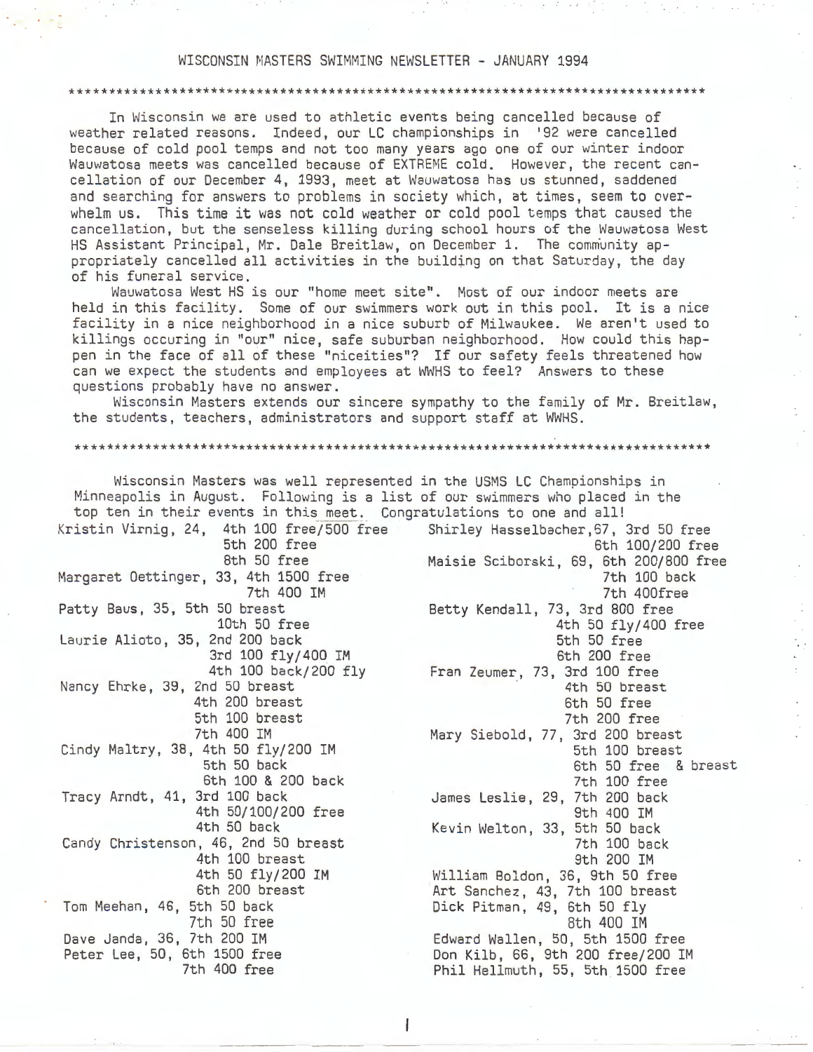# WISCONSIN MASTERS SWIMMING NEWSLETTER - JANUARY 1994

In Wisconsin we are used to athletic events being cancelled because of weather related reasons. Indeed, our LC championships in '92 were cancelled because of cold pool temps and not too many years ago one of our winter indoor Wauwatosa meets was cancelled because of EXTREME cold. However, the recent cancellation of our December 4, 1993, meet at Wauwatosa has us stunned, saddened and searching for answers to problems in society which, at times, seem to overwhelm us. This time it was not cold weather or cold pool temps that caused the cancellation, but the senseless killing during school hours of the Wauwatosa West HS Assistant Principal, Mr. Dale Breitlaw, on December 1. The community appropriately cancelled all activities in the building on that Saturday, the day of his funeral service.

Wauwatosa West HS is our "home meet site". Most of our indoor meets are held in this facility. Some of our swimmers work out in this pool. It is a nice facility in a nice neighborhood in a nice suburb of Milwaukee. We aren't used to killings occuring in "our" nice, safe suburban neighborhood. How could this happen in the face of all of these "niceities"? If our safety feels threatened how can we expect the students and employees at WWHS to feel? Answers to these questions probably have no answer.

Wisconsin Masters extends our sincere sympathy to the family of Mr. Breitlaw, the students, teachers, administrators and support staff at WWHS.

---

Wisconsin Masters was well represented in the USMS LC Championships in Minneapolis in August. Following is a list of our swimmers who placed in the top ten in their events in this meet. Congratulations to one and all!

Kristin Virnig, 24, 4th 100 free/500 free
5th 200 free
8th 50 free

Margaret Oettinger, 33, 4th 1500 free
7th 400 IM

Patty Baus, 35, 5th 50 breast
10th 50 free

Laurie Alioto, 35, 2nd 200 back
3rd 100 fly/400 IM
4th 100 back/200 fly

Nancy Ehrke, 39, 2nd 50 breast
4th 200 breast
5th 100 breast
7th 400 IM

Cindy Maltry, 38, 4th 50 fly/200 IM
5th 50 back
6th 100 & 200 back

Tracy Arndt, 41, 3rd 100 back
4th 50/100/200 free
4th 50 back

Candy Christenson, 46, 2nd 50 breast
4th 100 breast
4th 50 fly/200 IM
6th 200 breast

Tom Meehan, 46, 5th 50 back
7th 50 free

Dave Janda, 36, 7th 200 IM

Peter Lee, 50, 6th 1500 free
7th 400 free

Shirley Hasselbacher, 67, 3rd 50 free
6th 100/200 free

Maisie Sciborski, 69, 6th 200/800 free
7th 100 back
7th 400free

Betty Kendall, 73, 3rd 800 free
4th 50 fly/400 free
5th 50 free
6th 200 free

Fran Zeumer, 73, 3rd 100 free
4th 50 breast
6th 50 free
7th 200 free

Mary Siebold, 77, 3rd 200 breast
5th 100 breast
6th 50 free & breast
7th 100 free

James Leslie, 29, 7th 200 back
9th 400 IM

Kevin Welton, 33, 5th 50 back
7th 100 back
9th 200 IM

William Boldon, 36, 9th 50 free

Art Sanchez, 43, 7th 100 breast

Dick Pitman, 49, 6th 50 fly
8th 400 IM

Edward Wallen, 50, 5th 1500 free

Don Kilb, 66, 9th 200 free/200 IM

Phil Hellmuth, 55, 5th 1500 free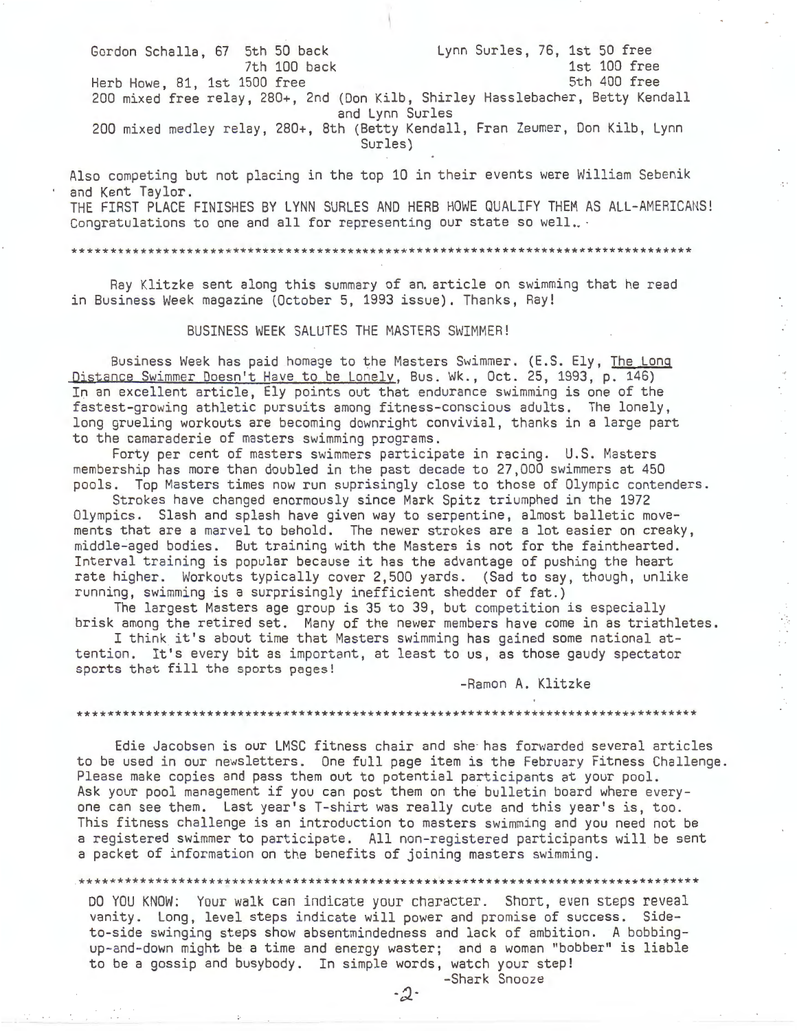Gordon Schalla, 67 5th 50 back
7th 100 back

Herb Howe, 81, 1st 1500 free

Lynn Surles, 76, 1st 50 free
1st 100 free
5th 400 free

200 mixed free relay, 280+, 2nd (Don Kilb, Shirley Hasslebacher, Betty Kendall and Lynn Surles

200 mixed medley relay, 280+, 8th (Betty Kendall, Fran Zeumer, Don Kilb, Lynn Surles)

Also competing but not placing in the top 10 in their events were William Sebenik and Kent Taylor.

THE FIRST PLACE FINISHES BY LYNN SURLES AND HERB HOWE QUALIFY THEM AS ALL-AMERICANS!
Congratulations to one and all for representing our state so well..

*************************************************************************************

Ray Klitzke sent along this summary of an article on swimming that he read in Business Week magazine (October 5, 1993 issue). Thanks, Ray!

BUSINESS WEEK SALUTES THE MASTERS SWIMMER!

Business Week has paid homage to the Masters Swimmer. (E.S. Ely, <u>The Long Distance Swimmer Doesn't Have to be Lonely</u>, Bus. Wk., Oct. 25, 1993, p. 146) In an excellent article, Ely points out that endurance swimming is one of the fastest-growing athletic pursuits among fitness-conscious adults. The lonely, long grueling workouts are becoming downright convivial, thanks in a large part to the camaraderie of masters swimming programs.

Forty per cent of masters swimmers participate in racing. U.S. Masters membership has more than doubled in the past decade to 27,000 swimmers at 450 pools. Top Masters times now run suprisingly close to those of Olympic contenders.

Strokes have changed enormously since Mark Spitz triumphed in the 1972 Olympics. Slash and splash have given way to serpentine, almost balletic movements that are a marvel to behold. The newer strokes are a lot easier on creaky, middle-aged bodies. But training with the Masters is not for the fainthearted. Interval training is popular because it has the advantage of pushing the heart rate higher. Workouts typically cover 2,500 yards. (Sad to say, though, unlike running, swimming is a surprisingly inefficient shedder of fat.)

The largest Masters age group is 35 to 39, but competition is especially brisk among the retired set. Many of the newer members have come in as triathletes.

I think it's about time that Masters swimming has gained some national attention. It's every bit as important, at least to us, as those gaudy spectator sports that fill the sports pages!

-Ramon A. Klitzke

*************************************************************************************

Edie Jacobsen is our LMSC fitness chair and she has forwarded several articles to be used in our newsletters. One full page item is the February Fitness Challenge. Please make copies and pass them out to potential participants at your pool. Ask your pool management if you can post them on the bulletin board where everyone can see them. Last year's T-shirt was really cute and this year's is, too. This fitness challenge is an introduction to masters swimming and you need not be a registered swimmer to participate. All non-registered participants will be sent a packet of information on the benefits of joining masters swimming.

*************************************************************************************

DO YOU KNOW: Your walk can indicate your character. Short, even steps reveal vanity. Long, level steps indicate will power and promise of success. Side-to-side swinging steps show absentmindedness and lack of ambition. A bobbing-up-and-down might be a time and energy waster; and a woman "bobber" is liable to be a gossip and busybody. In simple words, watch your step!

-Shark Snooze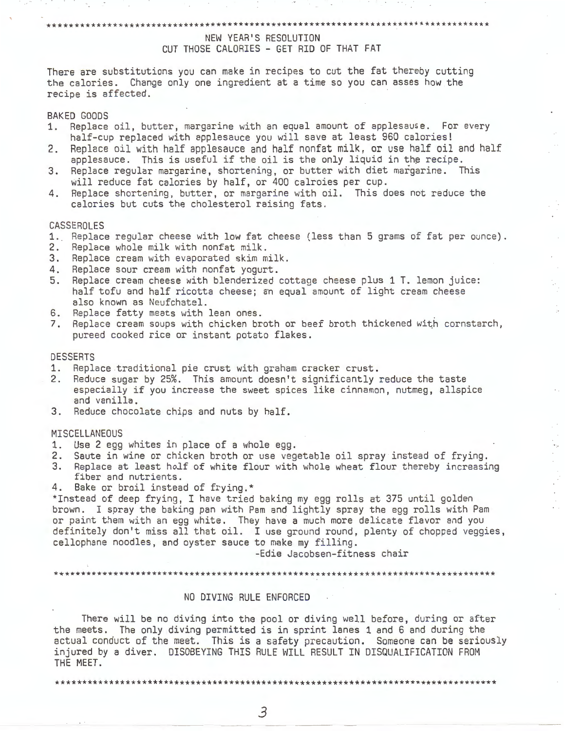***

## NEW YEAR'S RESOLUTION
## CUT THOSE CALORIES - GET RID OF THAT FAT

There are substitutions you can make in recipes to cut the fat thereby cutting the calories. Change only one ingredient at a time so you can asses how the recipe is affected.

### BAKED GOODS

1. Replace oil, butter, margarine with an equal amount of applesause. For every half-cup replaced with applesauce you will save at least 960 calories!
2. Replace oil with half applesauce and half nonfat milk, or use half oil and half applesauce. This is useful if the oil is the only liquid in the recipe.
3. Replace regular margarine, shortening, or butter with diet margarine. This will reduce fat calories by half, or 400 calroies per cup.
4. Replace shortening, butter, or margarine with oil. This does not reduce the calories but cuts the cholesterol raising fats.

### CASSEROLES

1. Replace regular cheese with low fat cheese (less than 5 grams of fat per ounce).
2. Replace whole milk with nonfat milk.
3. Replace cream with evaporated skim milk.
4. Replace sour cream with nonfat yogurt.
5. Replace cream cheese with blenderized cottage cheese plus 1 T. lemon juice: half tofu and half ricotta cheese; an equal amount of light cream cheese also known as Neufchatel.
6. Replace fatty meats with lean ones.
7. Replace cream soups with chicken broth or beef broth thickened with cornstarch, pureed cooked rice or instant potato flakes.

### DESSERTS

1. Replace traditional pie crust with graham cracker crust.
2. Reduce sugar by 25%. This amount doesn't significantly reduce the taste especially if you increase the sweet spices like cinnamon, nutmeg, allspice and vanilla.
3. Reduce chocolate chips and nuts by half.

### MISCELLANEOUS

1. Use 2 egg whites in place of a whole egg.
2. Saute in wine or chicken broth or use vegetable oil spray instead of frying.
3. Replace at least half of white flour with whole wheat flour thereby increasing fiber and nutrients.
4. Bake or broil instead of frying.*

*Instead of deep frying, I have tried baking my egg rolls at 375 until golden brown. I spray the baking pan with Pam and lightly spray the egg rolls with Pam or paint them with an egg white. They have a much more delicate flavor and you definitely don't miss all that oil. I use ground round, plenty of chopped veggies, cellophane noodles, and oyster sauce to make my filling.

-Edie Jacobsen-fitness chair

***

## NO DIVING RULE ENFORCED

There will be no diving into the pool or diving well before, during or after the meets. The only diving permitted is in sprint lanes 1 and 6 and during the actual conduct of the meet. This is a safety precaution. Someone can be seriously injured by a diver. DISOBEYING THIS RULE WILL RESULT IN DISQUALIFICATION FROM THE MEET.

***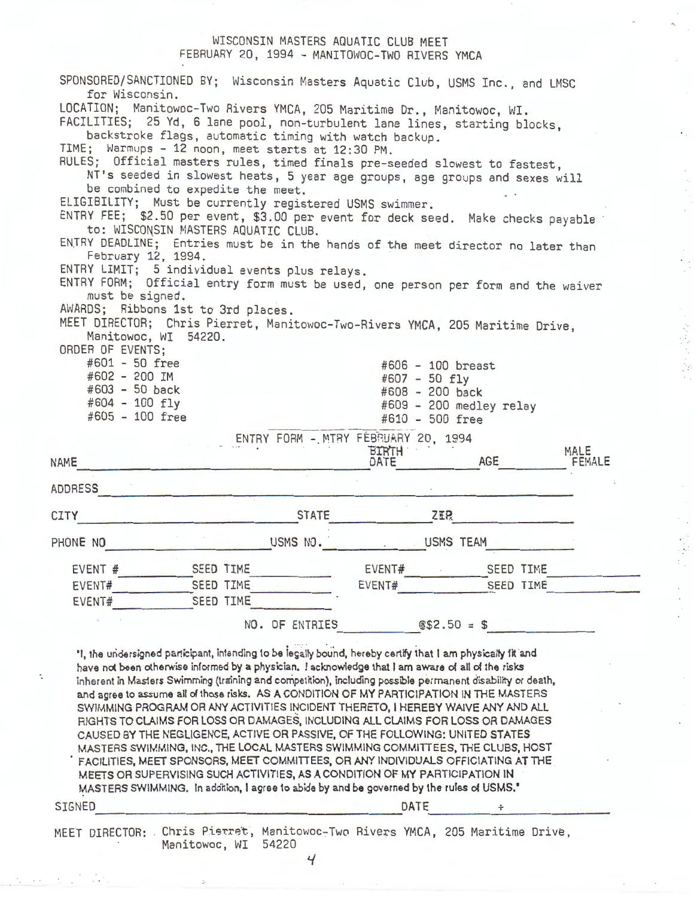# WISCONSIN MASTERS AQUATIC CLUB MEET
## FEBRUARY 20, 1994 - MANITOWOC-TWO RIVERS YMCA

SPONSORED/SANCTIONED BY; Wisconsin Masters Aquatic Club, USMS Inc., and LMSC for Wisconsin.

LOCATION; Manitowoc-Two Rivers YMCA, 205 Maritime Dr., Manitowoc, WI.

FACILITIES; 25 Yd, 6 lane pool, non-turbulent lane lines, starting blocks, backstroke flags, automatic timing with watch backup.

TIME; Warmups - 12 noon, meet starts at 12:30 PM.

RULES; Official masters rules, timed finals pre-seeded slowest to fastest, NT's seeded in slowest heats, 5 year age groups, age groups and sexes will be combined to expedite the meet.

ELIGIBILITY; Must be currently registered USMS swimmer.

ENTRY FEE; $2.50 per event, $3.00 per event for deck seed. Make checks payable to: WISCONSIN MASTERS AQUATIC CLUB.

ENTRY DEADLINE; Entries must be in the hands of the meet director no later than February 12, 1994.

ENTRY LIMIT; 5 individual events plus relays.

ENTRY FORM; Official entry form must be used, one person per form and the waiver must be signed.

AWARDS; Ribbons 1st to 3rd places.

MEET DIRECTOR; Chris Pierret, Manitowoc-Two-Rivers YMCA, 205 Maritime Drive, Manitowoc, WI 54220.

ORDER OF EVENTS;

- #601 - 50 free
- #602 - 200 IM
- #603 - 50 back
- #604 - 100 fly
- #605 - 100 free
- #606 - 100 breast
- #607 - 50 fly
- #608 - 200 back
- #609 - 200 medley relay
- #610 - 500 free

## ENTRY FORM - MTRY FEBRUARY 20, 1994

NAME ______________________ BIRTH DATE __________ AGE ______ MALE FEMALE

ADDRESS ______________________________________________

CITY ______________________ STATE __________ ZIP __________

PHONE NO __________________ USMS NO. __________ USMS TEAM __________

EVENT # ________ SEED TIME ________ EVENT# ________ SEED TIME ________

EVENT# ________ SEED TIME ________ EVENT# ________ SEED TIME ________

EVENT# ________ SEED TIME ________

NO. OF ENTRIES ________ @$2.50 = $ ________

"I, the undersigned participant, intending to be legally bound, hereby certify that I am physically fit and have not been otherwise informed by a physician. I acknowledge that I am aware of all of the risks inherent in Masters Swimming (training and competition), including possible permanent disability or death, and agree to assume all of those risks. AS A CONDITION OF MY PARTICIPATION IN THE MASTERS SWIMMING PROGRAM OR ANY ACTIVITIES INCIDENT THERETO, I HEREBY WAIVE ANY AND ALL RIGHTS TO CLAIMS FOR LOSS OR DAMAGES, INCLUDING ALL CLAIMS FOR LOSS OR DAMAGES CAUSED BY THE NEGLIGENCE, ACTIVE OR PASSIVE, OF THE FOLLOWING: UNITED STATES MASTERS SWIMMING, INC., THE LOCAL MASTERS SWIMMING COMMITTEES, THE CLUBS, HOST FACILITIES, MEET SPONSORS, MEET COMMITTEES, OR ANY INDIVIDUALS OFFICIATING AT THE MEETS OR SUPERVISING SUCH ACTIVITIES, AS A CONDITION OF MY PARTICIPATION IN MASTERS SWIMMING. In addition, I agree to abide by and be governed by the rules of USMS."

SIGNED ______________________________ DATE __________

MEET DIRECTOR: Chris Pierret, Manitowoc-Two Rivers YMCA, 205 Maritime Drive, Manitowoc, WI 54220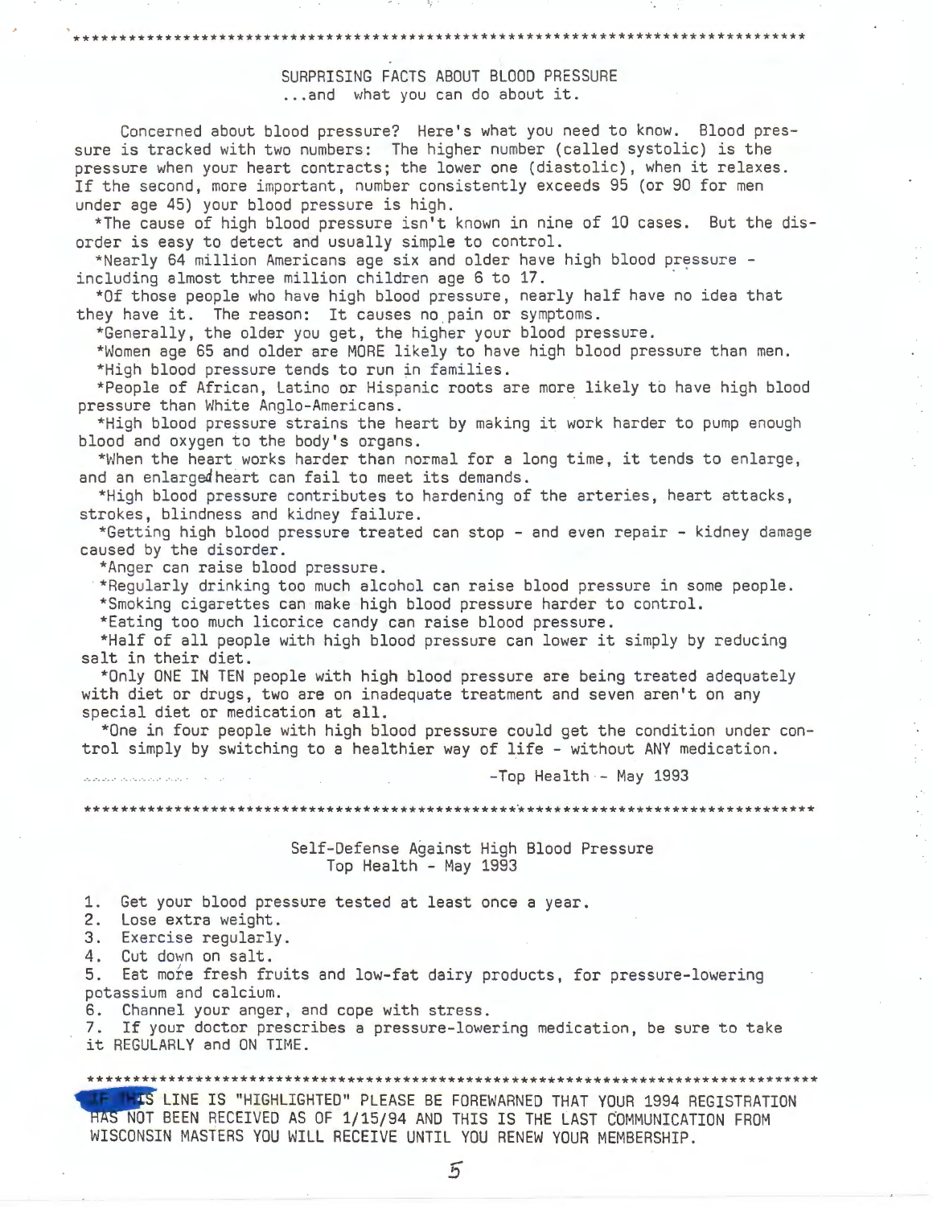## SURPRISING FACTS ABOUT BLOOD PRESSURE
...and what you can do about it.

Concerned about blood pressure? Here's what you need to know. Blood pressure is tracked with two numbers: The higher number (called systolic) is the pressure when your heart contracts; the lower one (diastolic), when it relaxes. If the second, more important, number consistently exceeds 95 (or 90 for men under age 45) your blood pressure is high.

*The cause of high blood pressure isn't known in nine of 10 cases. But the disorder is easy to detect and usually simple to control.

*Nearly 64 million Americans age six and older have high blood pressure - including almost three million children age 6 to 17.

*Of those people who have high blood pressure, nearly half have no idea that they have it. The reason: It causes no pain or symptoms.

*Generally, the older you get, the higher your blood pressure.

*Women age 65 and older are MORE likely to have high blood pressure than men.

*High blood pressure tends to run in families.

*People of African, Latino or Hispanic roots are more likely to have high blood pressure than White Anglo-Americans.

*High blood pressure strains the heart by making it work harder to pump enough blood and oxygen to the body's organs.

*When the heart works harder than normal for a long time, it tends to enlarge, and an enlarged heart can fail to meet its demands.

*High blood pressure contributes to hardening of the arteries, heart attacks, strokes, blindness and kidney failure.

*Getting high blood pressure treated can stop - and even repair - kidney damage caused by the disorder.

*Anger can raise blood pressure.

*Regularly drinking too much alcohol can raise blood pressure in some people.

*Smoking cigarettes can make high blood pressure harder to control.

*Eating too much licorice candy can raise blood pressure.

*Half of all people with high blood pressure can lower it simply by reducing salt in their diet.

*Only ONE IN TEN people with high blood pressure are being treated adequately with diet or drugs, two are on inadequate treatment and seven aren't on any special diet or medication at all.

*One in four people with high blood pressure could get the condition under control simply by switching to a healthier way of life - without ANY medication.

-Top Health - May 1993

## Self-Defense Against High Blood Pressure
Top Health - May 1993

1. Get your blood pressure tested at least once a year.
2. Lose extra weight.
3. Exercise regularly.
4. Cut down on salt.
5. Eat more fresh fruits and low-fat dairy products, for pressure-lowering potassium and calcium.
6. Channel your anger, and cope with stress.
7. If your doctor prescribes a pressure-lowering medication, be sure to take it REGULARLY and ON TIME.

IF THIS LINE IS "HIGHLIGHTED" PLEASE BE FOREWARNED THAT YOUR 1994 REGISTRATION HAS NOT BEEN RECEIVED AS OF 1/15/94 AND THIS IS THE LAST COMMUNICATION FROM WISCONSIN MASTERS YOU WILL RECEIVE UNTIL YOU RENEW YOUR MEMBERSHIP.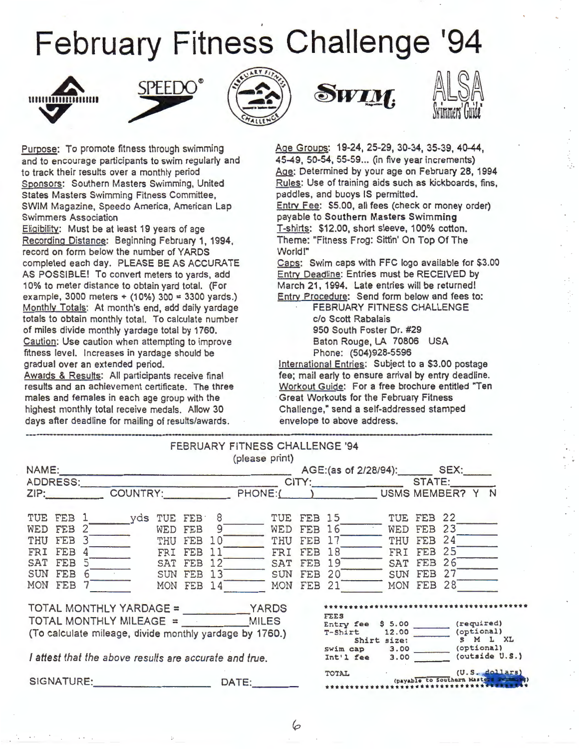# February Fitness Challenge '94

SPEEDO® SWIM ALSA Swimmers Guide

Purpose: To promote fitness through swimming and to encourage participants to swim regularly and to track their results over a monthly period

Sponsors: Southern Masters Swimming, United States Masters Swimming Fitness Committee, SWIM Magazine, Speedo America, American Lap Swimmers Association

Eligibility: Must be at least 19 years of age

Recording Distance: Beginning February 1, 1994, record on form below the number of YARDS completed each day. PLEASE BE AS ACCURATE AS POSSIBLE! To convert meters to yards, add 10% to meter distance to obtain yard total. (For example, 3000 meters + (10%) 300 = 3300 yards.)

Monthly Totals: At month's end, add daily yardage totals to obtain monthly total. To calculate number of miles divide monthly yardage total by 1760.

Caution: Use caution when attempting to improve fitness level. Increases in yardage should be gradual over an extended period.

Awards & Results: All participants receive final results and an achievement certificate. The three males and females in each age group with the highest monthly total receive medals. Allow 30 days after deadline for mailing of results/awards.

Age Groups: 19-24, 25-29, 30-34, 35-39, 40-44, 45-49, 50-54, 55-59... (in five year increments)

Age: Determined by your age on February 28, 1994

Rules: Use of training aids such as kickboards, fins, paddles, and buoys IS permitted.

Entry Fee: $5.00, all fees (check or money order) payable to **Southern Masters Swimming**

T-shirts: $12.00, short sleeve, 100% cotton. Theme: "Fitness Frog: Sittin' On Top Of The World!"

Caps: Swim caps with FFC logo available for $3.00

Entry Deadline: Entries must be RECEIVED by March 21, 1994. Late entries will be returned!

Entry Procedure: Send form below and fees to:

FEBRUARY FITNESS CHALLENGE
c/o Scott Rabalais
950 South Foster Dr. #29
Baton Rouge, LA 70806 USA
Phone: (504)928-5596

International Entries: Subject to a $3.00 postage fee; mail early to ensure arrival by entry deadline.

Workout Guide: For a free brochure entitled "Ten Great Workouts for the February Fitness Challenge," send a self-addressed stamped envelope to above address.

---

## FEBRUARY FITNESS CHALLENGE '94

(please print)

NAME:\_\_\_\_\_\_\_\_\_\_ AGE:(as of 2/28/94):\_\_\_\_\_ SEX:\_\_\_\_\_

ADDRESS:\_\_\_\_\_\_\_\_\_\_ CITY:\_\_\_\_\_\_\_\_\_\_ STATE:\_\_\_\_\_

ZIP:\_\_\_\_\_ COUNTRY:\_\_\_\_\_ PHONE:(\_\_\_\_)\_\_\_\_\_ USMS MEMBER? Y N

| | | | |
|---|---|---|---|
| TUE FEB 1 \_\_\_\_ yds | TUE FEB 8 \_\_\_\_ | TUE FEB 15 \_\_\_\_ | TUE FEB 22 \_\_\_\_ |
| WED FEB 2 \_\_\_\_ | WED FEB 9 \_\_\_\_ | WED FEB 16 \_\_\_\_ | WED FEB 23 \_\_\_\_ |
| THU FEB 3 \_\_\_\_ | THU FEB 10 \_\_\_\_ | THU FEB 17 \_\_\_\_ | THU FEB 24 \_\_\_\_ |
| FRI FEB 4 \_\_\_\_ | FRI FEB 11 \_\_\_\_ | FRI FEB 18 \_\_\_\_ | FRI FEB 25 \_\_\_\_ |
| SAT FEB 5 \_\_\_\_ | SAT FEB 12 \_\_\_\_ | SAT FEB 19 \_\_\_\_ | SAT FEB 26 \_\_\_\_ |
| SUN FEB 6 \_\_\_\_ | SUN FEB 13 \_\_\_\_ | SUN FEB 20 \_\_\_\_ | SUN FEB 27 \_\_\_\_ |
| MON FEB 7 \_\_\_\_ | MON FEB 14 \_\_\_\_ | MON FEB 21 \_\_\_\_ | MON FEB 28 \_\_\_\_ |

TOTAL MONTHLY YARDAGE = \_\_\_\_\_\_\_\_ YARDS

TOTAL MONTHLY MILEAGE = \_\_\_\_\_\_\_\_ MILES

(To calculate mileage, divide monthly yardage by 1760.)

*I attest that the above results are accurate and true.*

SIGNATURE:\_\_\_\_\_\_\_\_\_\_ DATE:\_\_\_\_\_

| FEES | | | |
|---|---|---|---|
| Entry fee | $ 5.00 | \_\_\_\_ | (required) |
| T-Shirt | 12.00 | \_\_\_\_ | (optional) |
| Shirt size: | | | S M L XL |
| Swim cap | 3.00 | \_\_\_\_ | (optional) |
| Int'l fee | 3.00 | \_\_\_\_ | (outside U.S.) |
| TOTAL | | \_\_\_\_ | (U.S. dollars) (payable to Southern Masters Swimming) |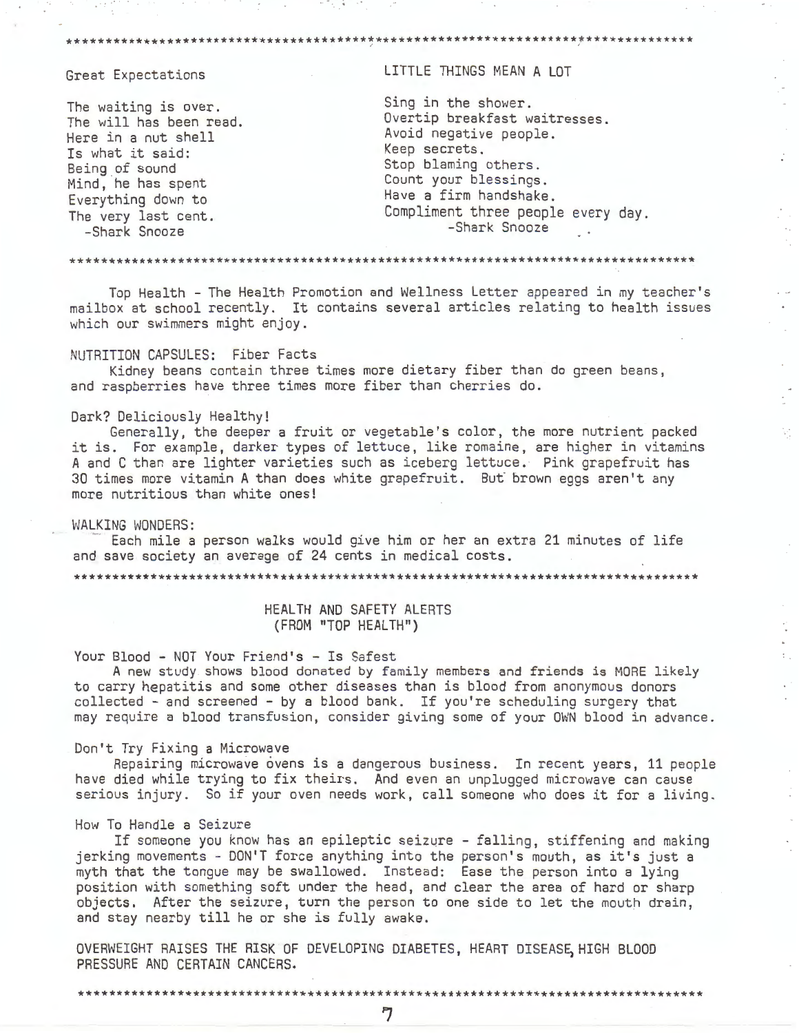***

## Great Expectations

The waiting is over.
The will has been read.
Here in a nut shell
Is what it said:
Being of sound
Mind, he has spent
Everything down to
The very last cent.
-Shark Snooze

## LITTLE THINGS MEAN A LOT

Sing in the shower.
Overtip breakfast waitresses.
Avoid negative people.
Keep secrets.
Stop blaming others.
Count your blessings.
Have a firm handshake.
Compliment three people every day.
-Shark Snooze

***

Top Health - The Health Promotion and Wellness Letter appeared in my teacher's mailbox at school recently. It contains several articles relating to health issues which our swimmers might enjoy.

### NUTRITION CAPSULES: Fiber Facts

Kidney beans contain three times more dietary fiber than do green beans, and raspberries have three times more fiber than cherries do.

### Dark? Deliciously Healthy!

Generally, the deeper a fruit or vegetable's color, the more nutrient packed it is. For example, darker types of lettuce, like romaine, are higher in vitamins A and C than are lighter varieties such as iceberg lettuce. Pink grapefruit has 30 times more vitamin A than does white grapefruit. But brown eggs aren't any more nutritious than white ones!

### WALKING WONDERS:

Each mile a person walks would give him or her an extra 21 minutes of life and save society an average of 24 cents in medical costs.

***

## HEALTH AND SAFETY ALERTS
## (FROM "TOP HEALTH")

### Your Blood - NOT Your Friend's - Is Safest

A new study shows blood donated by family members and friends is MORE likely to carry hepatitis and some other diseases than is blood from anonymous donors collected - and screened - by a blood bank. If you're scheduling surgery that may require a blood transfusion, consider giving some of your OWN blood in advance.

### Don't Try Fixing a Microwave

Repairing microwave ovens is a dangerous business. In recent years, 11 people have died while trying to fix theirs. And even an unplugged microwave can cause serious injury. So if your oven needs work, call someone who does it for a living.

### How To Handle a Seizure

If someone you know has an epileptic seizure - falling, stiffening and making jerking movements - DON'T force anything into the person's mouth, as it's just a myth that the tongue may be swallowed. Instead: Ease the person into a lying position with something soft under the head, and clear the area of hard or sharp objects. After the seizure, turn the person to one side to let the mouth drain, and stay nearby till he or she is fully awake.

OVERWEIGHT RAISES THE RISK OF DEVELOPING DIABETES, HEART DISEASE, HIGH BLOOD PRESSURE AND CERTAIN CANCERS.

***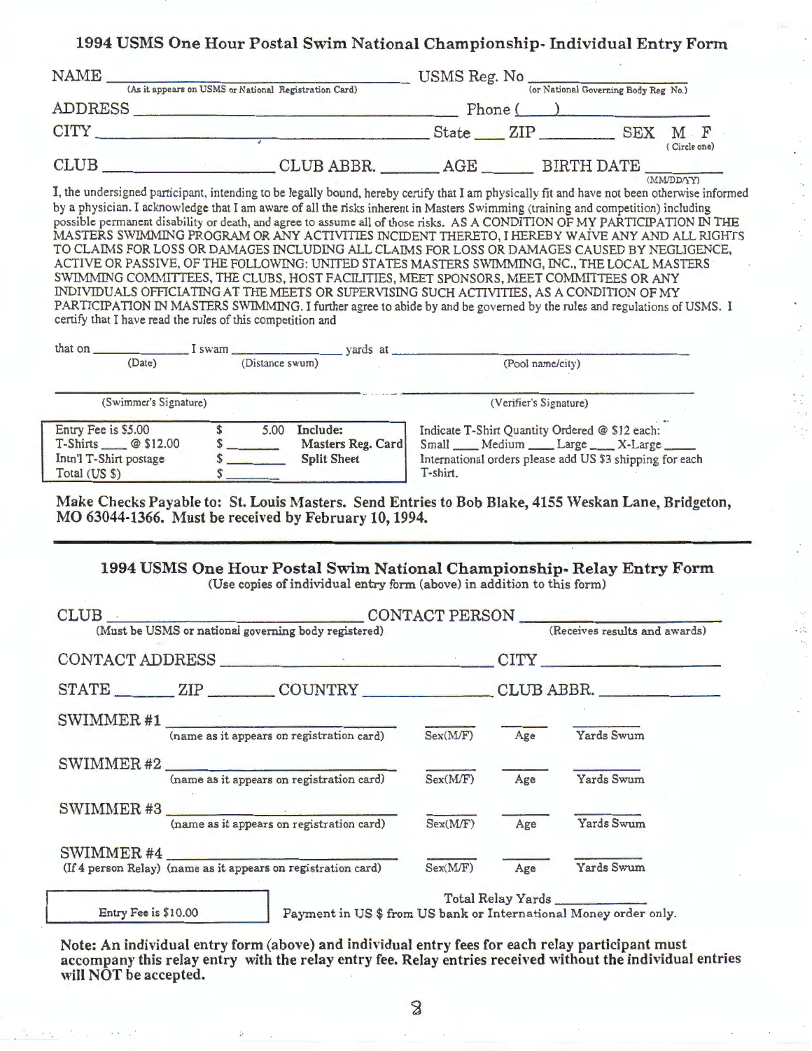## 1994 USMS One Hour Postal Swim National Championship- Individual Entry Form

NAME ______________________________ (As it appears on USMS or National Registration Card) USMS Reg. No ______________ (or National Governing Body Reg No.)

ADDRESS ______________________________ Phone (____) ______________

CITY ______________________________ State ____ ZIP ________ SEX M F (Circle one)

CLUB ______________ CLUB ABBR. ________ AGE ______ BIRTH DATE ________ (MM/DD/YY)

I, the undersigned participant, intending to be legally bound, hereby certify that I am physically fit and have not been otherwise informed by a physician. I acknowledge that I am aware of all the risks inherent in Masters Swimming (training and competition) including possible permanent disability or death, and agree to assume all of those risks. AS A CONDITION OF MY PARTICIPATION IN THE MASTERS SWIMMING PROGRAM OR ANY ACTIVITIES INCIDENT THERETO, I HEREBY WAIVE ANY AND ALL RIGHTS TO CLAIMS FOR LOSS OR DAMAGES INCLUDING ALL CLAIMS FOR LOSS OR DAMAGES CAUSED BY NEGLIGENCE, ACTIVE OR PASSIVE, OF THE FOLLOWING: UNITED STATES MASTERS SWIMMING, INC., THE LOCAL MASTERS SWIMMING COMMITTEES, THE CLUBS, HOST FACILITIES, MEET SPONSORS, MEET COMMITTEES OR ANY INDIVIDUALS OFFICIATING AT THE MEETS OR SUPERVISING SUCH ACTIVITIES, AS A CONDITION OF MY PARTICIPATION IN MASTERS SWIMMING. I further agree to abide by and be governed by the rules and regulations of USMS. I certify that I have read the rules of this competition and

that on ____________ (Date) I swam ____________ (Distance swum) yards at ______________________________ (Pool name/city)

______________________________ (Swimmer's Signature) ______________________________ (Verifier's Signature)

| | | |
|---|---|---|
| Entry Fee is $5.00 | $ 5.00 | **Include:** |
| T-Shirts ____ @ $12.00 | $ ______ | **Masters Reg. Card** |
| Intn'l T-Shirt postage | $ ______ | **Split Sheet** |
| Total (US $) | $ ______ | |

Indicate T-Shirt Quantity Ordered @ $12 each: Small ____ Medium ____ Large ____ X-Large ____
International orders please add US $3 shipping for each T-shirt.

**Make Checks Payable to: St. Louis Masters. Send Entries to Bob Blake, 4155 Weskan Lane, Bridgeton, MO 63044-1366. Must be received by February 10, 1994.**

---

## 1994 USMS One Hour Postal Swim National Championship- Relay Entry Form

(Use copies of individual entry form (above) in addition to this form)

CLUB ______________________________ (Must be USMS or national governing body registered) CONTACT PERSON ______________ (Receives results and awards)

CONTACT ADDRESS ______________________________ CITY ______________

STATE ______ ZIP ______ COUNTRY ______________ CLUB ABBR. ______________

SWIMMER #1 ______________________ (name as it appears on registration card) ______ Sex(M/F) ______ Age ______ Yards Swum

SWIMMER #2 ______________________ (name as it appears on registration card) ______ Sex(M/F) ______ Age ______ Yards Swum

SWIMMER #3 ______________________ (name as it appears on registration card) ______ Sex(M/F) ______ Age ______ Yards Swum

SWIMMER #4 ______________________ (If 4 person Relay) (name as it appears on registration card) ______ Sex(M/F) ______ Age ______ Yards Swum

Entry Fee is $10.00

Total Relay Yards ____________

Payment in US $ from US bank or International Money order only.

**Note: An individual entry form (above) and individual entry fees for each relay participant must accompany this relay entry with the relay entry fee. Relay entries received without the individual entries will NOT be accepted.**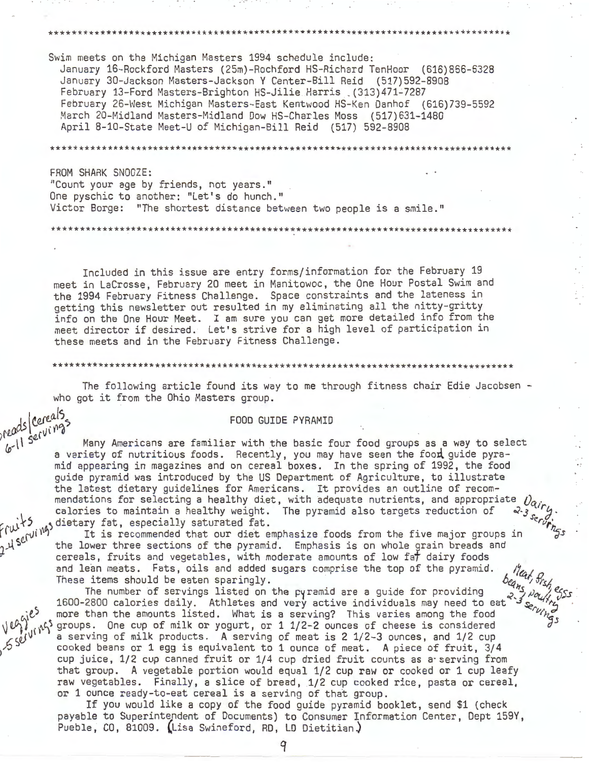Swim meets on the Michigan Masters 1994 schedule include:

- January 16-Rockford Masters (25m)-Rochford HS-Richard TenHoor (616)866-6328
- January 30-Jackson Masters-Jackson Y Center-Bill Reid (517)592-8908
- February 13-Ford Masters-Brighton HS-Jilie Harris (313)471-7287
- February 26-West Michigan Masters-East Kentwood HS-Ken Danhof (616)739-5592
- March 20-Midland Masters-Midland Dow HS-Charles Moss (517)631-1480
- April 8-10-State Meet-U of Michigan-Bill Reid (517) 592-8908

---

FROM SHARK SNOOZE:
"Count your age by friends, not years."
One pyschic to another: "Let's do hunch."
Victor Borge: "The shortest distance between two people is a smile."

---

Included in this issue are entry forms/information for the February 19 meet in LaCrosse, February 20 meet in Manitowoc, the One Hour Postal Swim and the 1994 February Fitness Challenge. Space constraints and the lateness in getting this newsletter out resulted in my eliminating all the nitty-gritty info on the One Hour Meet. I am sure you can get more detailed info from the meet director if desired. Let's strive for a high level of participation in these meets and in the February Fitness Challenge.

---

The following article found its way to me through fitness chair Edie Jacobsen - who got it from the Ohio Masters group.

## FOOD GUIDE PYRAMID

*Breads/Cereals 6-11 servings*

*Fruits 2-4 servings*

*Dairy 2-3 servings*

*Meat, fish, eggs, beans, poultry 2-3 servings*

*Veggies 3-5 servings*

Many Americans are familiar with the basic four food groups as a way to select a variety of nutritious foods. Recently, you may have seen the food guide pyramid appearing in magazines and on cereal boxes. In the spring of 1992, the food guide pyramid was introduced by the US Department of Agriculture, to illustrate the latest dietary guidelines for Americans. It provides an outline of recommendations for selecting a healthy diet, with adequate nutrients, and appropriate calories to maintain a healthy weight. The pyramid also targets reduction of dietary fat, especially saturated fat.

It is recommended that our diet emphasize foods from the five major groups in the lower three sections of the pyramid. Emphasis is on whole grain breads and cereals, fruits and vegetables, with moderate amounts of low fat dairy foods and lean meats. Fats, oils and added sugars comprise the top of the pyramid. These items should be eaten sparingly.

The number of servings listed on the pyramid are a guide for providing 1600-2800 calories daily. Athletes and very active individuals may need to eat more than the amounts listed. What is a serving? This varies among the food groups. One cup of milk or yogurt, or 1 1/2-2 ounces of cheese is considered a serving of milk products. A serving of meat is 2 1/2-3 ounces, and 1/2 cup cooked beans or 1 egg is equivalent to 1 ounce of meat. A piece of fruit, 3/4 cup juice, 1/2 cup canned fruit or 1/4 cup dried fruit counts as a serving from that group. A vegetable portion would equal 1/2 cup raw or cooked or 1 cup leafy raw vegetables. Finally, a slice of bread, 1/2 cup cooked rice, pasta or cereal, or 1 ounce ready-to-eat cereal is a serving of that group.

If you would like a copy of the food guide pyramid booklet, send $1 (check payable to Superintendent of Documents) to Consumer Information Center, Dept 159Y, Pueble, CO, 81009. (Lisa Swineford, RD, LD Dietitian)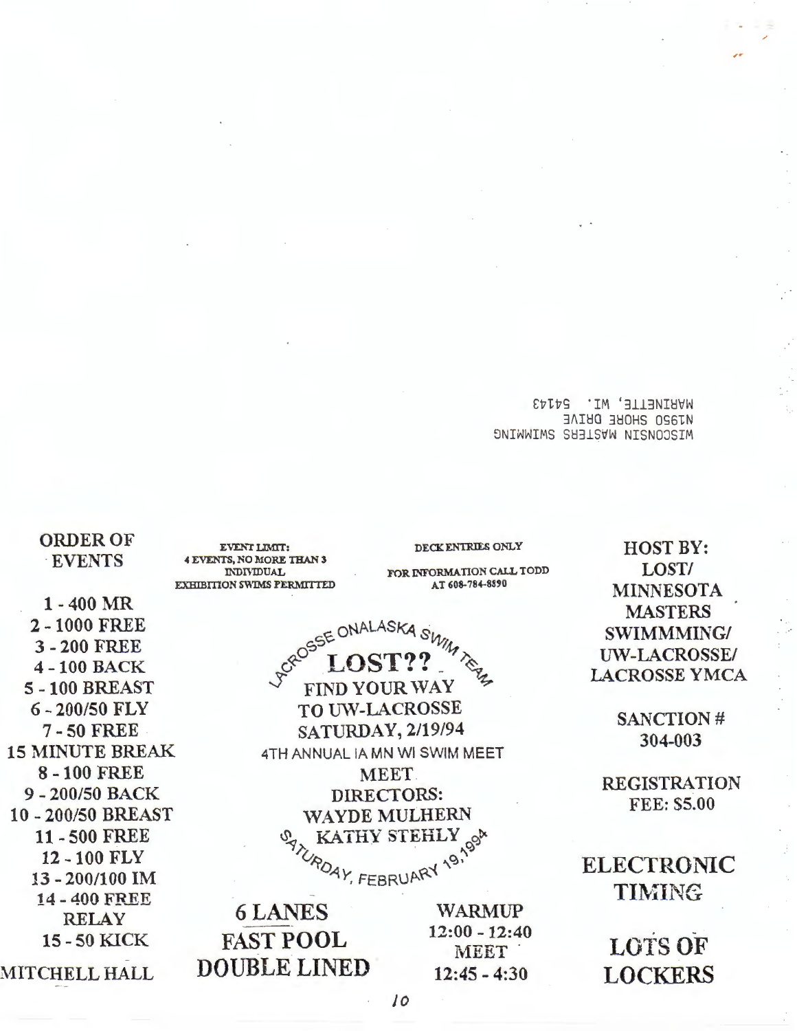WISCONSIN MASTERS SWIMMING
N1950 SHORE DRIVE
MARINETTE, WI. 54143

## ORDER OF EVENTS

1 - 400 MR
2 - 1000 FREE
3 - 200 FREE
4 - 100 BACK
5 - 100 BREAST
6 - 200/50 FLY
7 - 50 FREE
15 MINUTE BREAK
8 - 100 FREE
9 - 200/50 BACK
10 - 200/50 BREAST
11 - 500 FREE
12 - 100 FLY
13 - 200/100 IM
14 - 400 FREE RELAY
15 - 50 KICK

MITCHELL HALL

EVENT LIMIT:
4 EVENTS, NO MORE THAN 3 INDIVIDUAL
EXHIBITION SWIMS PERMITTED

DECK ENTRIES ONLY

FOR INFORMATION CALL TODD AT 608-784-8590

LACROSSE ONALASKA SWIM TEAM

# LOST??

FIND YOUR WAY TO UW-LACROSSE
SATURDAY, 2/19/94
4TH ANNUAL IA MN WI SWIM MEET

MEET DIRECTORS:
WAYDE MULHERN
KATHY STEHLY

SATURDAY, FEBRUARY 19, 1994

HOST BY:
LOST/
MINNESOTA MASTERS SWIMMMING/
UW-LACROSSE/
LACROSSE YMCA

SANCTION # 304-003

REGISTRATION FEE: $5.00

**ELECTRONIC TIMING**

**6 LANES**
**FAST POOL**
**DOUBLE LINED**

WARMUP
12:00 - 12:40
MEET
12:45 - 4:30

**LOTS OF LOCKERS**